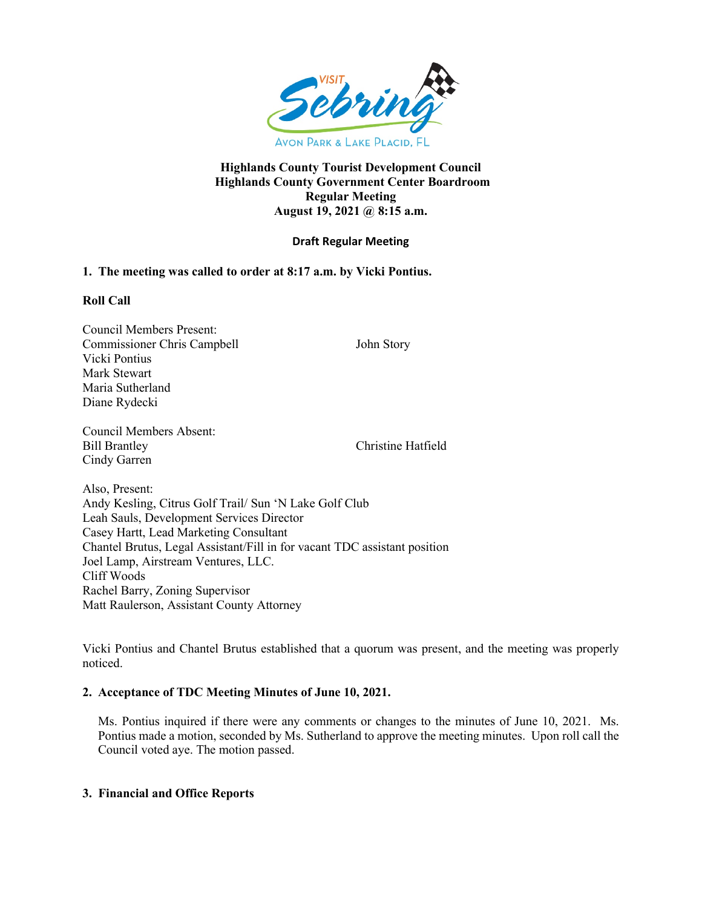# Highlands County Tourist Development Council
## Highlands County Government Center Boardroom
## Regular Meeting
## August 19, 2021 @ 8:15 a.m.

**Draft Regular Meeting**

**1. The meeting was called to order at 8:17 a.m. by Vicki Pontius.**

**Roll Call**

Council Members Present:
Commissioner Chris Campbell
John Story
Vicki Pontius
Mark Stewart
Maria Sutherland
Diane Rydecki

Council Members Absent:
Bill Brantley
Christine Hatfield
Cindy Garren

Also, Present:
Andy Kesling, Citrus Golf Trail/ Sun 'N Lake Golf Club
Leah Sauls, Development Services Director
Casey Hartt, Lead Marketing Consultant
Chantel Brutus, Legal Assistant/Fill in for vacant TDC assistant position
Joel Lamp, Airstream Ventures, LLC.
Cliff Woods
Rachel Barry, Zoning Supervisor
Matt Raulerson, Assistant County Attorney

Vicki Pontius and Chantel Brutus established that a quorum was present, and the meeting was properly noticed.

**2. Acceptance of TDC Meeting Minutes of June 10, 2021.**

Ms. Pontius inquired if there were any comments or changes to the minutes of June 10, 2021. Ms. Pontius made a motion, seconded by Ms. Sutherland to approve the meeting minutes. Upon roll call the Council voted aye. The motion passed.

**3. Financial and Office Reports**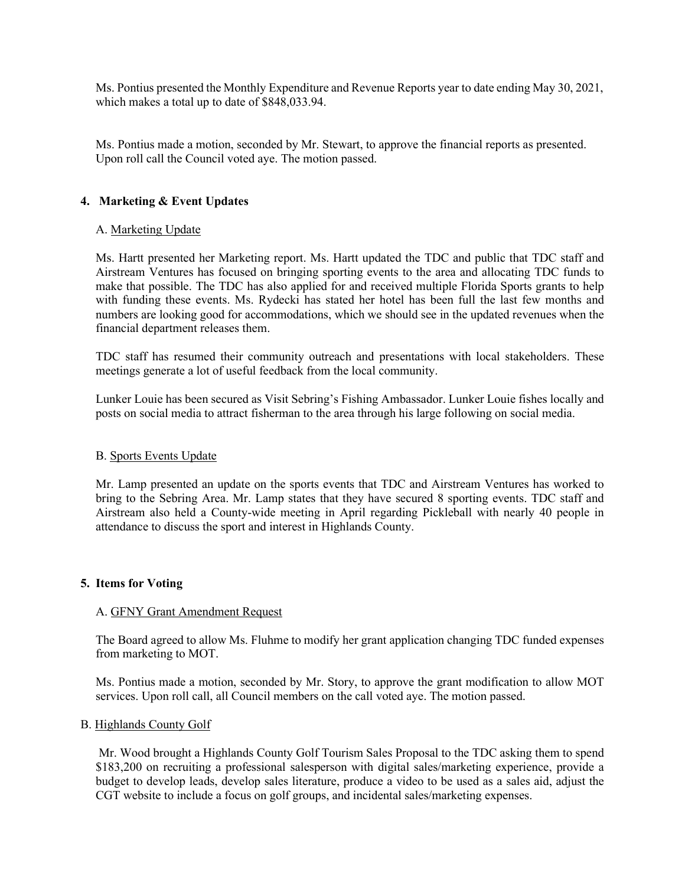Ms. Pontius presented the Monthly Expenditure and Revenue Reports year to date ending May 30, 2021, which makes a total up to date of $848,033.94.

Ms. Pontius made a motion, seconded by Mr. Stewart, to approve the financial reports as presented. Upon roll call the Council voted aye. The motion passed.

## 4. Marketing & Event Updates

A. Marketing Update

Ms. Hartt presented her Marketing report. Ms. Hartt updated the TDC and public that TDC staff and Airstream Ventures has focused on bringing sporting events to the area and allocating TDC funds to make that possible. The TDC has also applied for and received multiple Florida Sports grants to help with funding these events. Ms. Rydecki has stated her hotel has been full the last few months and numbers are looking good for accommodations, which we should see in the updated revenues when the financial department releases them.

TDC staff has resumed their community outreach and presentations with local stakeholders. These meetings generate a lot of useful feedback from the local community.

Lunker Louie has been secured as Visit Sebring's Fishing Ambassador. Lunker Louie fishes locally and posts on social media to attract fisherman to the area through his large following on social media.

B. Sports Events Update

Mr. Lamp presented an update on the sports events that TDC and Airstream Ventures has worked to bring to the Sebring Area. Mr. Lamp states that they have secured 8 sporting events. TDC staff and Airstream also held a County-wide meeting in April regarding Pickleball with nearly 40 people in attendance to discuss the sport and interest in Highlands County.

## 5. Items for Voting

A. GFNY Grant Amendment Request

The Board agreed to allow Ms. Fluhme to modify her grant application changing TDC funded expenses from marketing to MOT.

Ms. Pontius made a motion, seconded by Mr. Story, to approve the grant modification to allow MOT services. Upon roll call, all Council members on the call voted aye. The motion passed.

B. Highlands County Golf

Mr. Wood brought a Highlands County Golf Tourism Sales Proposal to the TDC asking them to spend $183,200 on recruiting a professional salesperson with digital sales/marketing experience, provide a budget to develop leads, develop sales literature, produce a video to be used as a sales aid, adjust the CGT website to include a focus on golf groups, and incidental sales/marketing expenses.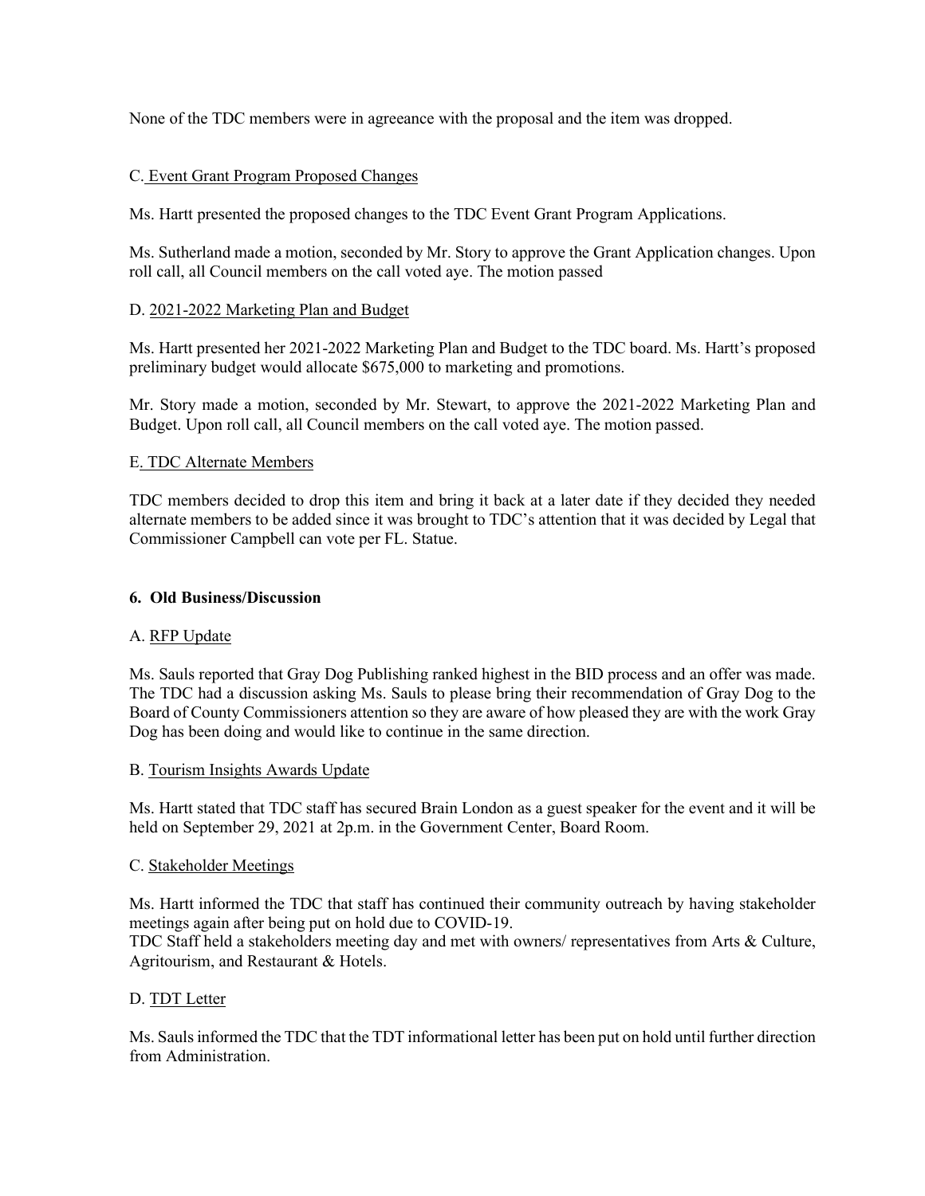None of the TDC members were in agreeance with the proposal and the item was dropped.

C. Event Grant Program Proposed Changes

Ms. Hartt presented the proposed changes to the TDC Event Grant Program Applications.

Ms. Sutherland made a motion, seconded by Mr. Story to approve the Grant Application changes. Upon roll call, all Council members on the call voted aye. The motion passed

D. 2021-2022 Marketing Plan and Budget

Ms. Hartt presented her 2021-2022 Marketing Plan and Budget to the TDC board. Ms. Hartt's proposed preliminary budget would allocate $675,000 to marketing and promotions.

Mr. Story made a motion, seconded by Mr. Stewart, to approve the 2021-2022 Marketing Plan and Budget. Upon roll call, all Council members on the call voted aye. The motion passed.

E. TDC Alternate Members

TDC members decided to drop this item and bring it back at a later date if they decided they needed alternate members to be added since it was brought to TDC's attention that it was decided by Legal that Commissioner Campbell can vote per FL. Statue.

**6. Old Business/Discussion**

A. RFP Update

Ms. Sauls reported that Gray Dog Publishing ranked highest in the BID process and an offer was made. The TDC had a discussion asking Ms. Sauls to please bring their recommendation of Gray Dog to the Board of County Commissioners attention so they are aware of how pleased they are with the work Gray Dog has been doing and would like to continue in the same direction.

B. Tourism Insights Awards Update

Ms. Hartt stated that TDC staff has secured Brain London as a guest speaker for the event and it will be held on September 29, 2021 at 2p.m. in the Government Center, Board Room.

C. Stakeholder Meetings

Ms. Hartt informed the TDC that staff has continued their community outreach by having stakeholder meetings again after being put on hold due to COVID-19.
TDC Staff held a stakeholders meeting day and met with owners/ representatives from Arts & Culture, Agritourism, and Restaurant & Hotels.

D. TDT Letter

Ms. Sauls informed the TDC that the TDT informational letter has been put on hold until further direction from Administration.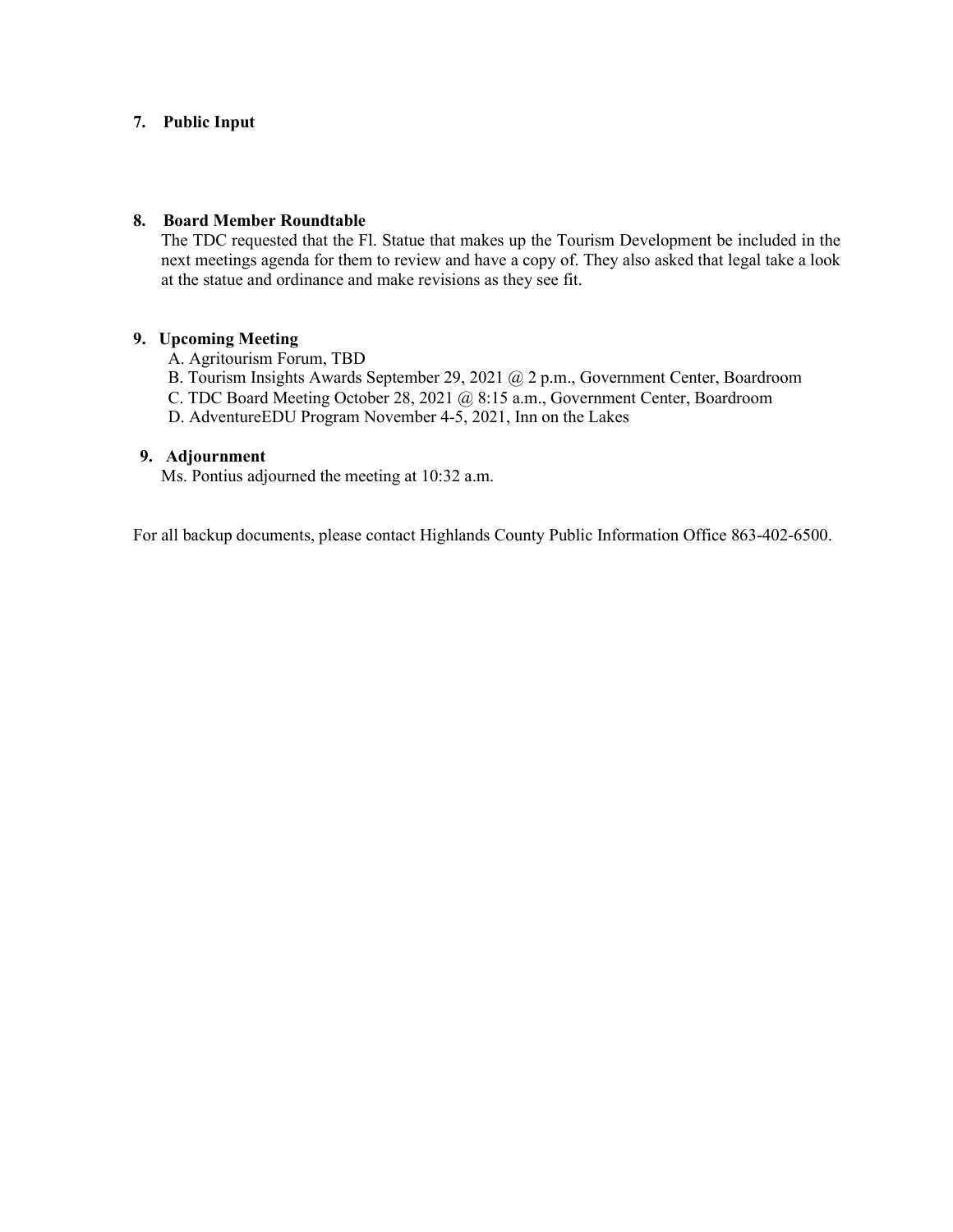**7. Public Input**

**8. Board Member Roundtable**

The TDC requested that the Fl. Statue that makes up the Tourism Development be included in the next meetings agenda for them to review and have a copy of. They also asked that legal take a look at the statue and ordinance and make revisions as they see fit.

**9. Upcoming Meeting**

A. Agritourism Forum, TBD
B. Tourism Insights Awards September 29, 2021 @ 2 p.m., Government Center, Boardroom
C. TDC Board Meeting October 28, 2021 @ 8:15 a.m., Government Center, Boardroom
D. AdventureEDU Program November 4-5, 2021, Inn on the Lakes

**9. Adjournment**

Ms. Pontius adjourned the meeting at 10:32 a.m.

For all backup documents, please contact Highlands County Public Information Office 863-402-6500.